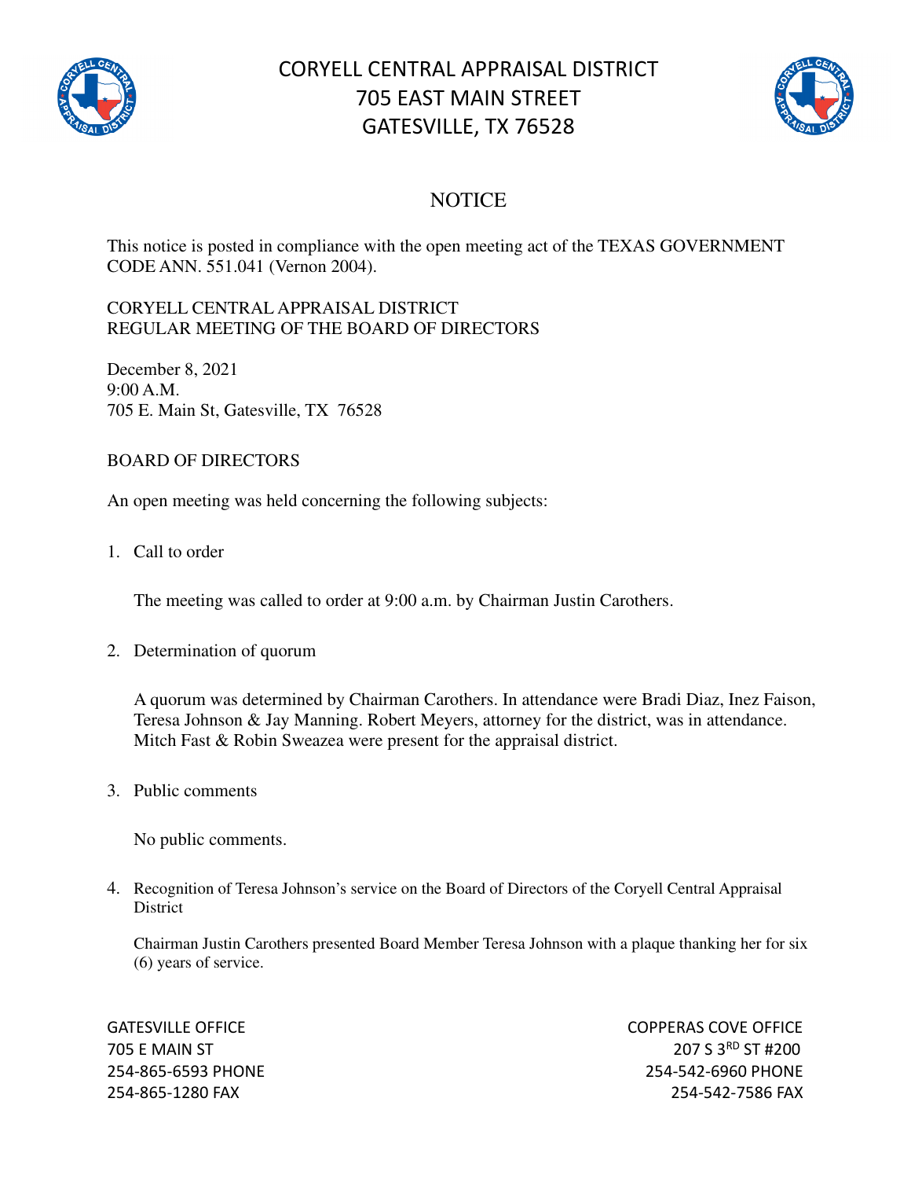# CORYELL CENTRAL APPRAISAL DISTRICT
# 705 EAST MAIN STREET
# GATESVILLE, TX 76528

## NOTICE

This notice is posted in compliance with the open meeting act of the TEXAS GOVERNMENT CODE ANN. 551.041 (Vernon 2004).

CORYELL CENTRAL APPRAISAL DISTRICT
REGULAR MEETING OF THE BOARD OF DIRECTORS

December 8, 2021
9:00 A.M.
705 E. Main St, Gatesville, TX 76528

BOARD OF DIRECTORS

An open meeting was held concerning the following subjects:

1. Call to order

   The meeting was called to order at 9:00 a.m. by Chairman Justin Carothers.

2. Determination of quorum

   A quorum was determined by Chairman Carothers. In attendance were Bradi Diaz, Inez Faison, Teresa Johnson & Jay Manning. Robert Meyers, attorney for the district, was in attendance. Mitch Fast & Robin Sweazea were present for the appraisal district.

3. Public comments

   No public comments.

4. Recognition of Teresa Johnson's service on the Board of Directors of the Coryell Central Appraisal District

   Chairman Justin Carothers presented Board Member Teresa Johnson with a plaque thanking her for six (6) years of service.

GATESVILLE OFFICE
705 E MAIN ST
254-865-6593 PHONE
254-865-1280 FAX

COPPERAS COVE OFFICE
207 S 3RD ST #200
254-542-6960 PHONE
254-542-7586 FAX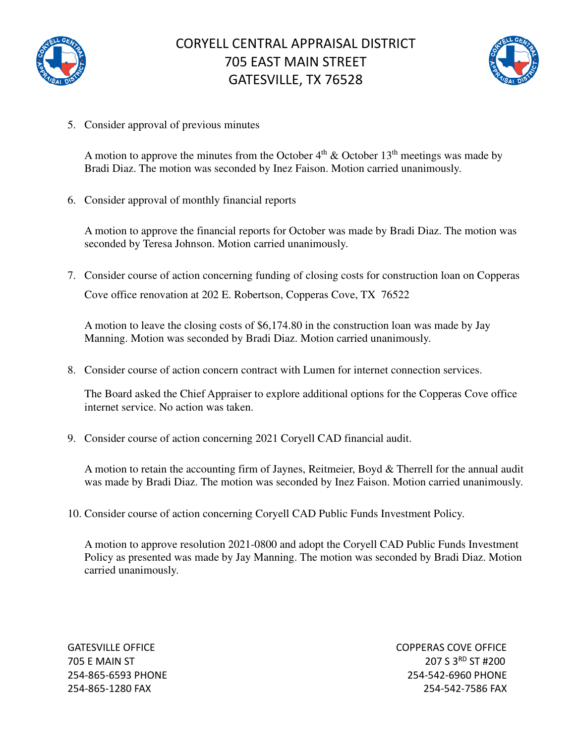5. Consider approval of previous minutes

   A motion to approve the minutes from the October 4th & October 13th meetings was made by Bradi Diaz. The motion was seconded by Inez Faison. Motion carried unanimously.

6. Consider approval of monthly financial reports

   A motion to approve the financial reports for October was made by Bradi Diaz. The motion was seconded by Teresa Johnson. Motion carried unanimously.

7. Consider course of action concerning funding of closing costs for construction loan on Copperas Cove office renovation at 202 E. Robertson, Copperas Cove, TX 76522

   A motion to leave the closing costs of $6,174.80 in the construction loan was made by Jay Manning. Motion was seconded by Bradi Diaz. Motion carried unanimously.

8. Consider course of action concern contract with Lumen for internet connection services.

   The Board asked the Chief Appraiser to explore additional options for the Copperas Cove office internet service. No action was taken.

9. Consider course of action concerning 2021 Coryell CAD financial audit.

   A motion to retain the accounting firm of Jaynes, Reitmeier, Boyd & Therrell for the annual audit was made by Bradi Diaz. The motion was seconded by Inez Faison. Motion carried unanimously.

10. Consider course of action concerning Coryell CAD Public Funds Investment Policy.

    A motion to approve resolution 2021-0800 and adopt the Coryell CAD Public Funds Investment Policy as presented was made by Jay Manning. The motion was seconded by Bradi Diaz. Motion carried unanimously.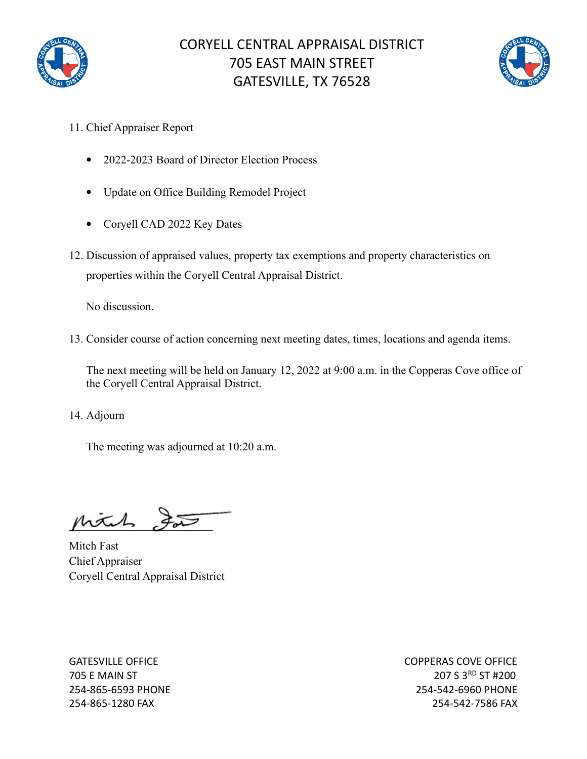CORYELL CENTRAL APPRAISAL DISTRICT
705 EAST MAIN STREET
GATESVILLE, TX 76528

11. Chief Appraiser Report

    - 2022-2023 Board of Director Election Process
    - Update on Office Building Remodel Project
    - Coryell CAD 2022 Key Dates

12. Discussion of appraised values, property tax exemptions and property characteristics on properties within the Coryell Central Appraisal District.

    No discussion.

13. Consider course of action concerning next meeting dates, times, locations and agenda items.

    The next meeting will be held on January 12, 2022 at 9:00 a.m. in the Copperas Cove office of the Coryell Central Appraisal District.

14. Adjourn

    The meeting was adjourned at 10:20 a.m.

Mitch Fast
Chief Appraiser
Coryell Central Appraisal District

GATESVILLE OFFICE
705 E MAIN ST
254-865-6593 PHONE
254-865-1280 FAX

COPPERAS COVE OFFICE
207 S 3RD ST #200
254-542-6960 PHONE
254-542-7586 FAX